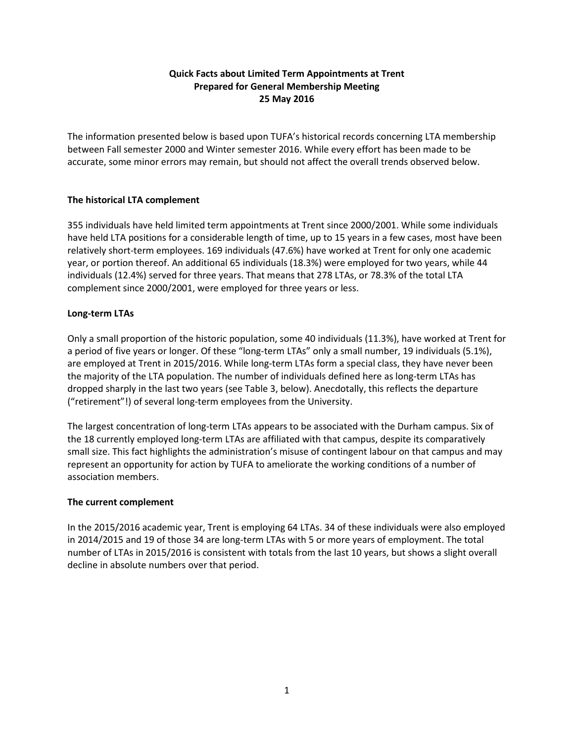**Quick Facts about Limited Term Appointments at Trent**
**Prepared for General Membership Meeting**
**25 May 2016**

The information presented below is based upon TUFA's historical records concerning LTA membership between Fall semester 2000 and Winter semester 2016. While every effort has been made to be accurate, some minor errors may remain, but should not affect the overall trends observed below.

### The historical LTA complement

355 individuals have held limited term appointments at Trent since 2000/2001. While some individuals have held LTA positions for a considerable length of time, up to 15 years in a few cases, most have been relatively short-term employees. 169 individuals (47.6%) have worked at Trent for only one academic year, or portion thereof. An additional 65 individuals (18.3%) were employed for two years, while 44 individuals (12.4%) served for three years. That means that 278 LTAs, or 78.3% of the total LTA complement since 2000/2001, were employed for three years or less.

### Long-term LTAs

Only a small proportion of the historic population, some 40 individuals (11.3%), have worked at Trent for a period of five years or longer. Of these "long-term LTAs" only a small number, 19 individuals (5.1%), are employed at Trent in 2015/2016. While long-term LTAs form a special class, they have never been the majority of the LTA population. The number of individuals defined here as long-term LTAs has dropped sharply in the last two years (see Table 3, below). Anecdotally, this reflects the departure ("retirement"!) of several long-term employees from the University.

The largest concentration of long-term LTAs appears to be associated with the Durham campus. Six of the 18 currently employed long-term LTAs are affiliated with that campus, despite its comparatively small size. This fact highlights the administration's misuse of contingent labour on that campus and may represent an opportunity for action by TUFA to ameliorate the working conditions of a number of association members.

### The current complement

In the 2015/2016 academic year, Trent is employing 64 LTAs. 34 of these individuals were also employed in 2014/2015 and 19 of those 34 are long-term LTAs with 5 or more years of employment. The total number of LTAs in 2015/2016 is consistent with totals from the last 10 years, but shows a slight overall decline in absolute numbers over that period.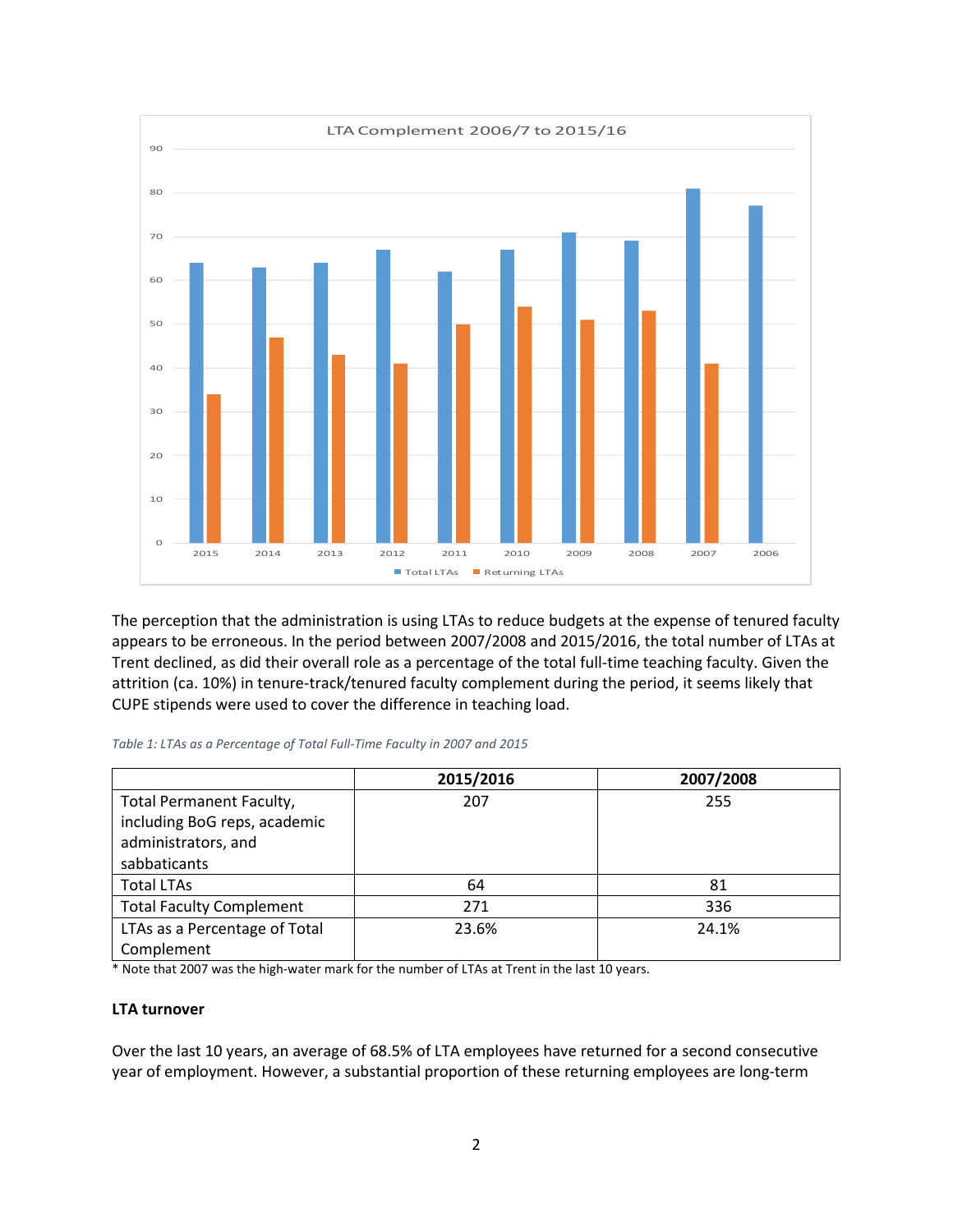**LTA Complement 2006/7 to 2015/16**

| Year | Total LTAs | Returning LTAs |
|---|---|---|
| 2015 | 64 | 34 |
| 2014 | 63 | 47 |
| 2013 | 64 | 43 |
| 2012 | 67 | 41 |
| 2011 | 62 | 50 |
| 2010 | 67 | 54 |
| 2009 | 71 | 51 |
| 2008 | 69 | 53 |
| 2007 | 81 | 41 |
| 2006 | 77 | |

The perception that the administration is using LTAs to reduce budgets at the expense of tenured faculty appears to be erroneous. In the period between 2007/2008 and 2015/2016, the total number of LTAs at Trent declined, as did their overall role as a percentage of the total full-time teaching faculty. Given the attrition (ca. 10%) in tenure-track/tenured faculty complement during the period, it seems likely that CUPE stipends were used to cover the difference in teaching load.

*Table 1: LTAs as a Percentage of Total Full-Time Faculty in 2007 and 2015*

| | 2015/2016 | 2007/2008 |
|---|---|---|
| Total Permanent Faculty, including BoG reps, academic administrators, and sabbaticants | 207 | 255 |
| Total LTAs | 64 | 81 |
| Total Faculty Complement | 271 | 336 |
| LTAs as a Percentage of Total Complement | 23.6% | 24.1% |

* Note that 2007 was the high-water mark for the number of LTAs at Trent in the last 10 years.

**LTA turnover**

Over the last 10 years, an average of 68.5% of LTA employees have returned for a second consecutive year of employment. However, a substantial proportion of these returning employees are long-term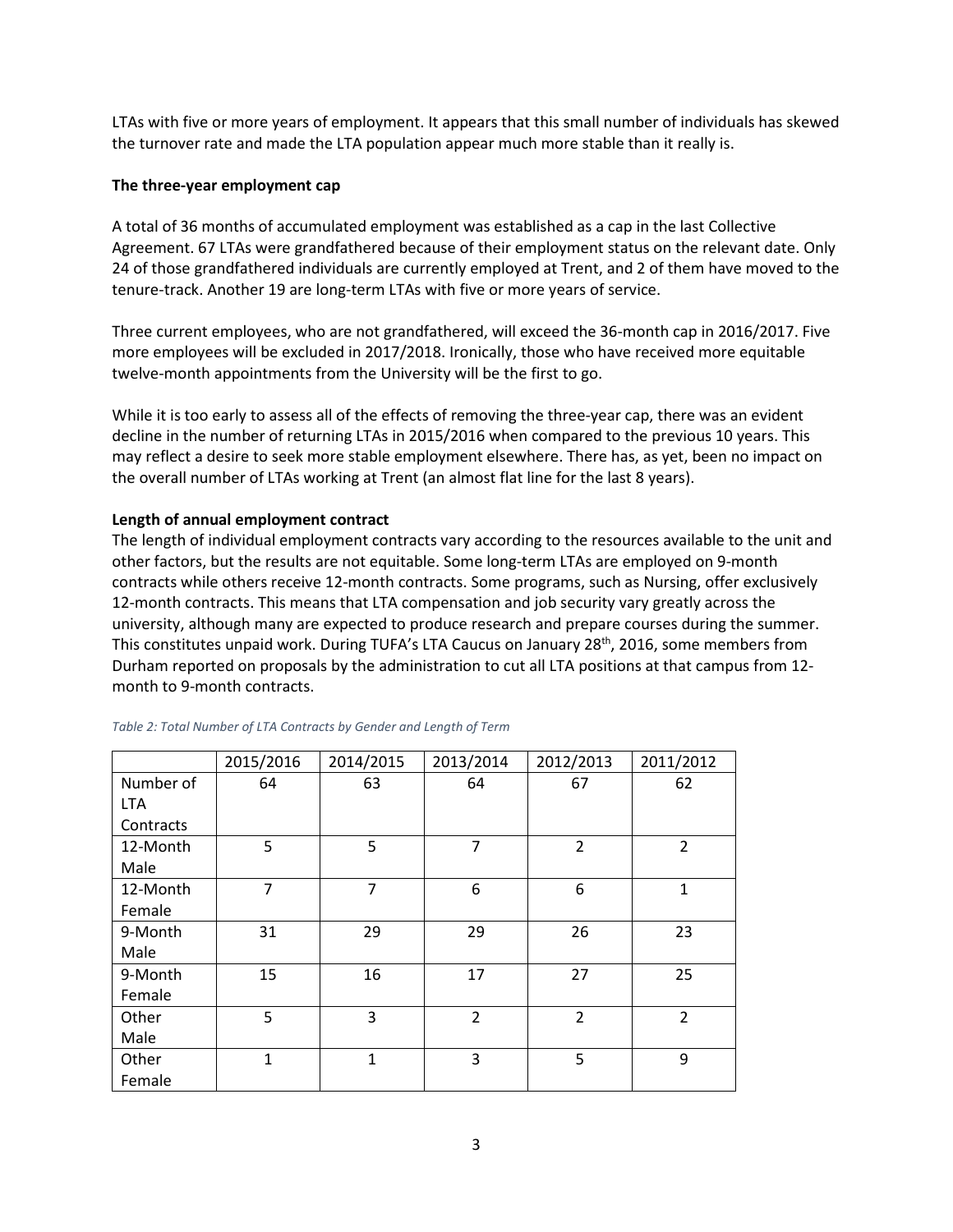LTAs with five or more years of employment. It appears that this small number of individuals has skewed the turnover rate and made the LTA population appear much more stable than it really is.

**The three-year employment cap**

A total of 36 months of accumulated employment was established as a cap in the last Collective Agreement. 67 LTAs were grandfathered because of their employment status on the relevant date. Only 24 of those grandfathered individuals are currently employed at Trent, and 2 of them have moved to the tenure-track. Another 19 are long-term LTAs with five or more years of service.

Three current employees, who are not grandfathered, will exceed the 36-month cap in 2016/2017. Five more employees will be excluded in 2017/2018. Ironically, those who have received more equitable twelve-month appointments from the University will be the first to go.

While it is too early to assess all of the effects of removing the three-year cap, there was an evident decline in the number of returning LTAs in 2015/2016 when compared to the previous 10 years. This may reflect a desire to seek more stable employment elsewhere. There has, as yet, been no impact on the overall number of LTAs working at Trent (an almost flat line for the last 8 years).

**Length of annual employment contract**

The length of individual employment contracts vary according to the resources available to the unit and other factors, but the results are not equitable. Some long-term LTAs are employed on 9-month contracts while others receive 12-month contracts. Some programs, such as Nursing, offer exclusively 12-month contracts. This means that LTA compensation and job security vary greatly across the university, although many are expected to produce research and prepare courses during the summer. This constitutes unpaid work. During TUFA's LTA Caucus on January 28th, 2016, some members from Durham reported on proposals by the administration to cut all LTA positions at that campus from 12-month to 9-month contracts.

*Table 2: Total Number of LTA Contracts by Gender and Length of Term*

| | 2015/2016 | 2014/2015 | 2013/2014 | 2012/2013 | 2011/2012 |
|---|---|---|---|---|---|
| Number of LTA Contracts | 64 | 63 | 64 | 67 | 62 |
| 12-Month Male | 5 | 5 | 7 | 2 | 2 |
| 12-Month Female | 7 | 7 | 6 | 6 | 1 |
| 9-Month Male | 31 | 29 | 29 | 26 | 23 |
| 9-Month Female | 15 | 16 | 17 | 27 | 25 |
| Other Male | 5 | 3 | 2 | 2 | 2 |
| Other Female | 1 | 1 | 3 | 5 | 9 |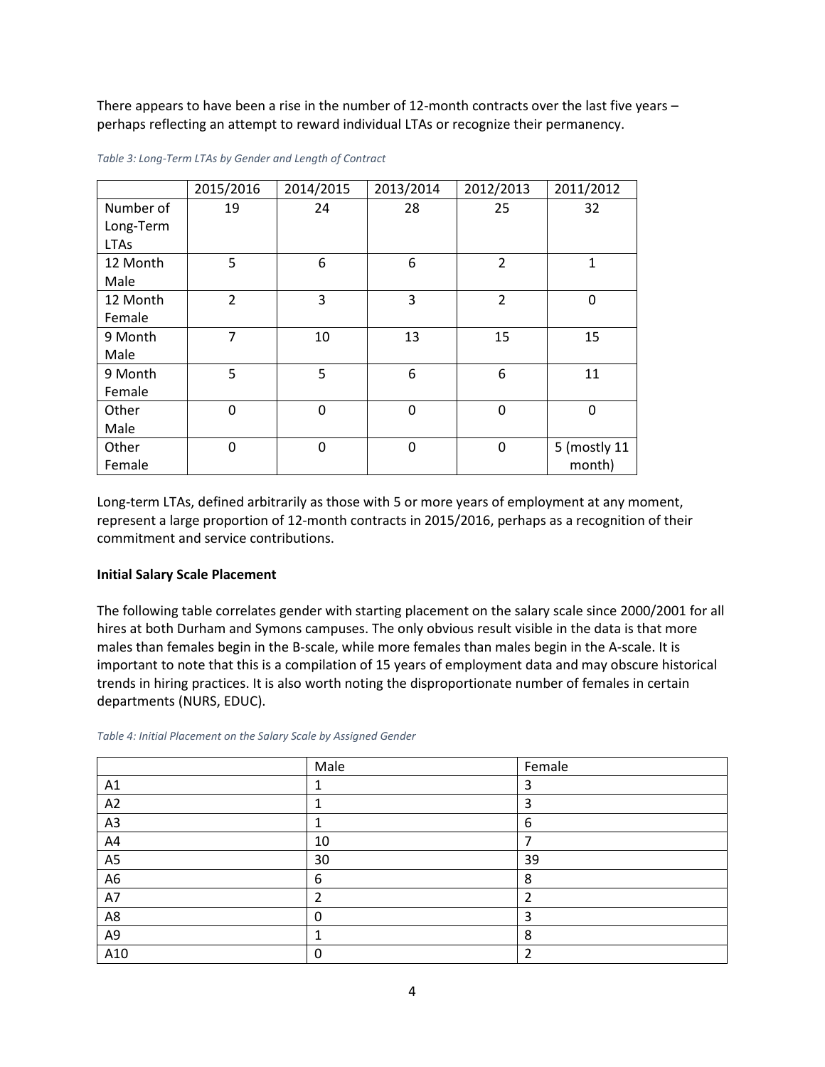There appears to have been a rise in the number of 12-month contracts over the last five years – perhaps reflecting an attempt to reward individual LTAs or recognize their permanency.

*Table 3: Long-Term LTAs by Gender and Length of Contract*

| | 2015/2016 | 2014/2015 | 2013/2014 | 2012/2013 | 2011/2012 |
|---|---|---|---|---|---|
| Number of Long-Term LTAs | 19 | 24 | 28 | 25 | 32 |
| 12 Month Male | 5 | 6 | 6 | 2 | 1 |
| 12 Month Female | 2 | 3 | 3 | 2 | 0 |
| 9 Month Male | 7 | 10 | 13 | 15 | 15 |
| 9 Month Female | 5 | 5 | 6 | 6 | 11 |
| Other Male | 0 | 0 | 0 | 0 | 0 |
| Other Female | 0 | 0 | 0 | 0 | 5 (mostly 11 month) |

Long-term LTAs, defined arbitrarily as those with 5 or more years of employment at any moment, represent a large proportion of 12-month contracts in 2015/2016, perhaps as a recognition of their commitment and service contributions.

**Initial Salary Scale Placement**

The following table correlates gender with starting placement on the salary scale since 2000/2001 for all hires at both Durham and Symons campuses. The only obvious result visible in the data is that more males than females begin in the B-scale, while more females than males begin in the A-scale. It is important to note that this is a compilation of 15 years of employment data and may obscure historical trends in hiring practices. It is also worth noting the disproportionate number of females in certain departments (NURS, EDUC).

*Table 4: Initial Placement on the Salary Scale by Assigned Gender*

| | Male | Female |
|---|---|---|
| A1 | 1 | 3 |
| A2 | 1 | 3 |
| A3 | 1 | 6 |
| A4 | 10 | 7 |
| A5 | 30 | 39 |
| A6 | 6 | 8 |
| A7 | 2 | 2 |
| A8 | 0 | 3 |
| A9 | 1 | 8 |
| A10 | 0 | 2 |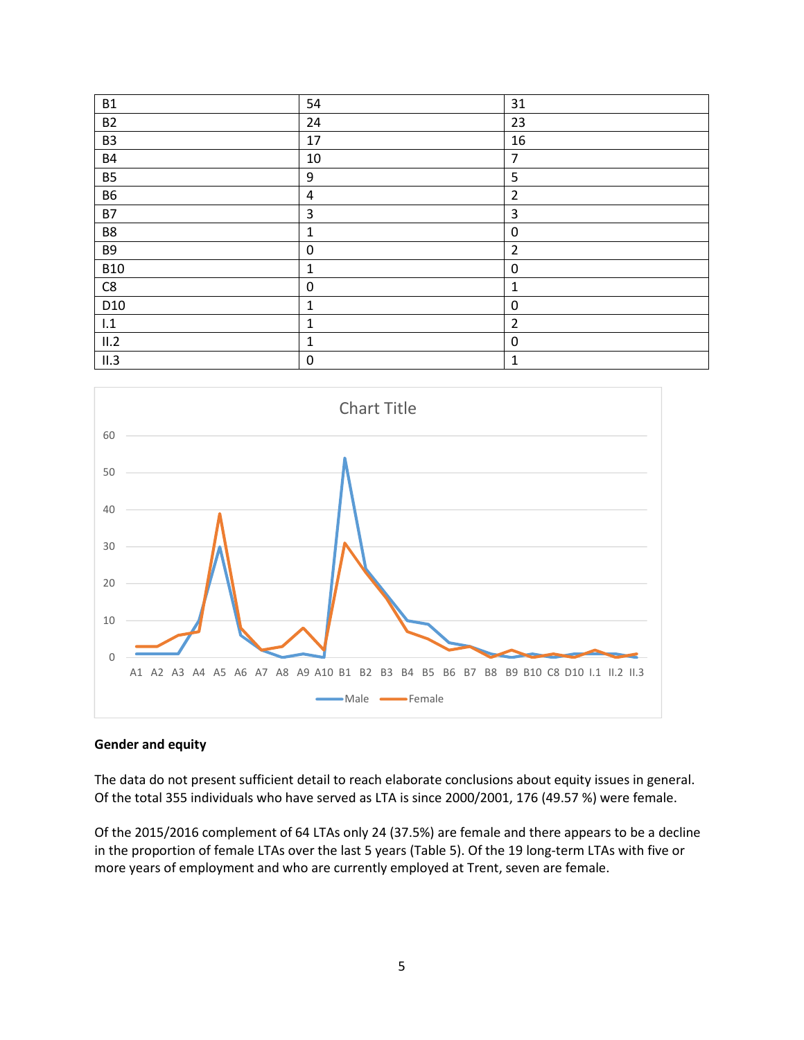| | | |
|---|---|---|
| B1 | 54 | 31 |
| B2 | 24 | 23 |
| B3 | 17 | 16 |
| B4 | 10 | 7 |
| B5 | 9 | 5 |
| B6 | 4 | 2 |
| B7 | 3 | 3 |
| B8 | 1 | 0 |
| B9 | 0 | 2 |
| B10 | 1 | 0 |
| C8 | 0 | 1 |
| D10 | 1 | 0 |
| I.1 | 1 | 2 |
| II.2 | 1 | 0 |
| II.3 | 0 | 1 |

**Gender and equity**

The data do not present sufficient detail to reach elaborate conclusions about equity issues in general. Of the total 355 individuals who have served as LTA is since 2000/2001, 176 (49.57 %) were female.

Of the 2015/2016 complement of 64 LTAs only 24 (37.5%) are female and there appears to be a decline in the proportion of female LTAs over the last 5 years (Table 5). Of the 19 long-term LTAs with five or more years of employment and who are currently employed at Trent, seven are female.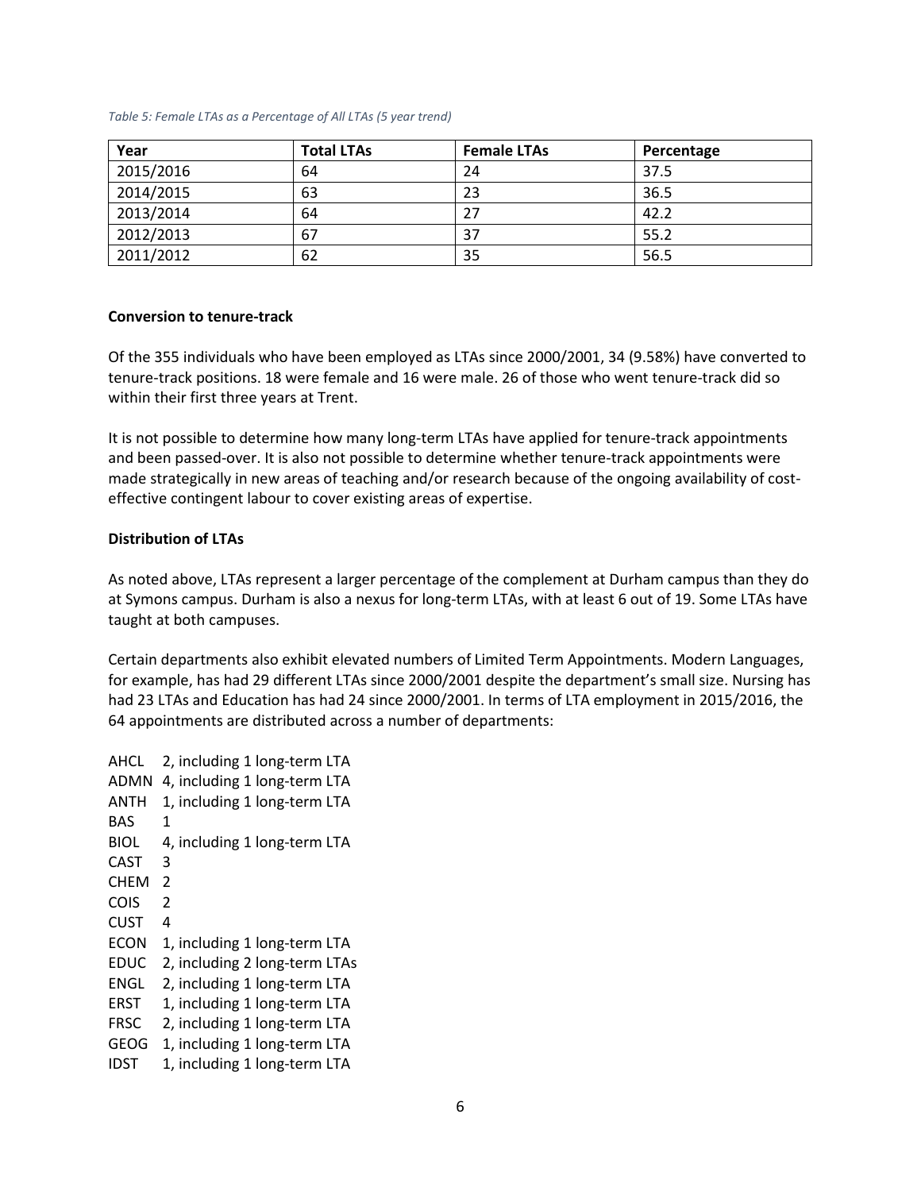*Table 5: Female LTAs as a Percentage of All LTAs (5 year trend)*

| Year | Total LTAs | Female LTAs | Percentage |
|---|---|---|---|
| 2015/2016 | 64 | 24 | 37.5 |
| 2014/2015 | 63 | 23 | 36.5 |
| 2013/2014 | 64 | 27 | 42.2 |
| 2012/2013 | 67 | 37 | 55.2 |
| 2011/2012 | 62 | 35 | 56.5 |

**Conversion to tenure-track**

Of the 355 individuals who have been employed as LTAs since 2000/2001, 34 (9.58%) have converted to tenure-track positions. 18 were female and 16 were male. 26 of those who went tenure-track did so within their first three years at Trent.

It is not possible to determine how many long-term LTAs have applied for tenure-track appointments and been passed-over. It is also not possible to determine whether tenure-track appointments were made strategically in new areas of teaching and/or research because of the ongoing availability of cost-effective contingent labour to cover existing areas of expertise.

**Distribution of LTAs**

As noted above, LTAs represent a larger percentage of the complement at Durham campus than they do at Symons campus. Durham is also a nexus for long-term LTAs, with at least 6 out of 19. Some LTAs have taught at both campuses.

Certain departments also exhibit elevated numbers of Limited Term Appointments. Modern Languages, for example, has had 29 different LTAs since 2000/2001 despite the department's small size. Nursing has had 23 LTAs and Education has had 24 since 2000/2001. In terms of LTA employment in 2015/2016, the 64 appointments are distributed across a number of departments:

AHCL 2, including 1 long-term LTA
ADMN 4, including 1 long-term LTA
ANTH 1, including 1 long-term LTA
BAS 1
BIOL 4, including 1 long-term LTA
CAST 3
CHEM 2
COIS 2
CUST 4
ECON 1, including 1 long-term LTA
EDUC 2, including 2 long-term LTAs
ENGL 2, including 1 long-term LTA
ERST 1, including 1 long-term LTA
FRSC 2, including 1 long-term LTA
GEOG 1, including 1 long-term LTA
IDST 1, including 1 long-term LTA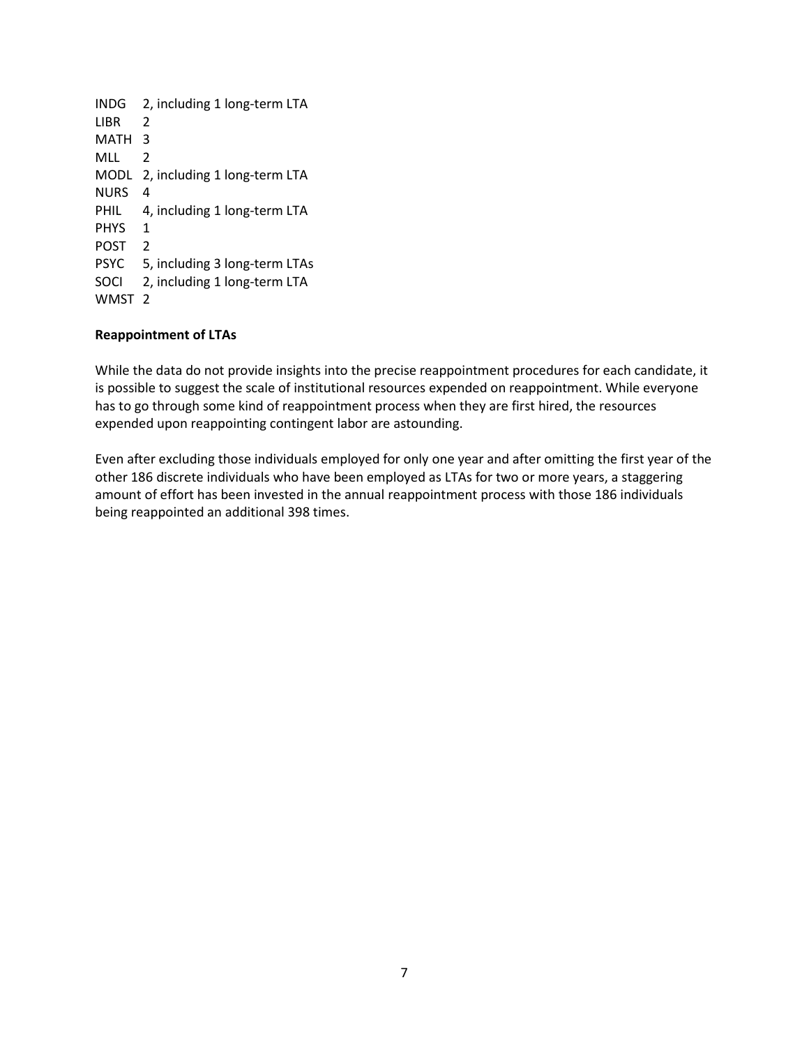| | |
|---|---|
| INDG | 2, including 1 long-term LTA |
| LIBR | 2 |
| MATH | 3 |
| MLL | 2 |
| MODL | 2, including 1 long-term LTA |
| NURS | 4 |
| PHIL | 4, including 1 long-term LTA |
| PHYS | 1 |
| POST | 2 |
| PSYC | 5, including 3 long-term LTAs |
| SOCI | 2, including 1 long-term LTA |
| WMST | 2 |

**Reappointment of LTAs**

While the data do not provide insights into the precise reappointment procedures for each candidate, it is possible to suggest the scale of institutional resources expended on reappointment. While everyone has to go through some kind of reappointment process when they are first hired, the resources expended upon reappointing contingent labor are astounding.

Even after excluding those individuals employed for only one year and after omitting the first year of the other 186 discrete individuals who have been employed as LTAs for two or more years, a staggering amount of effort has been invested in the annual reappointment process with those 186 individuals being reappointed an additional 398 times.